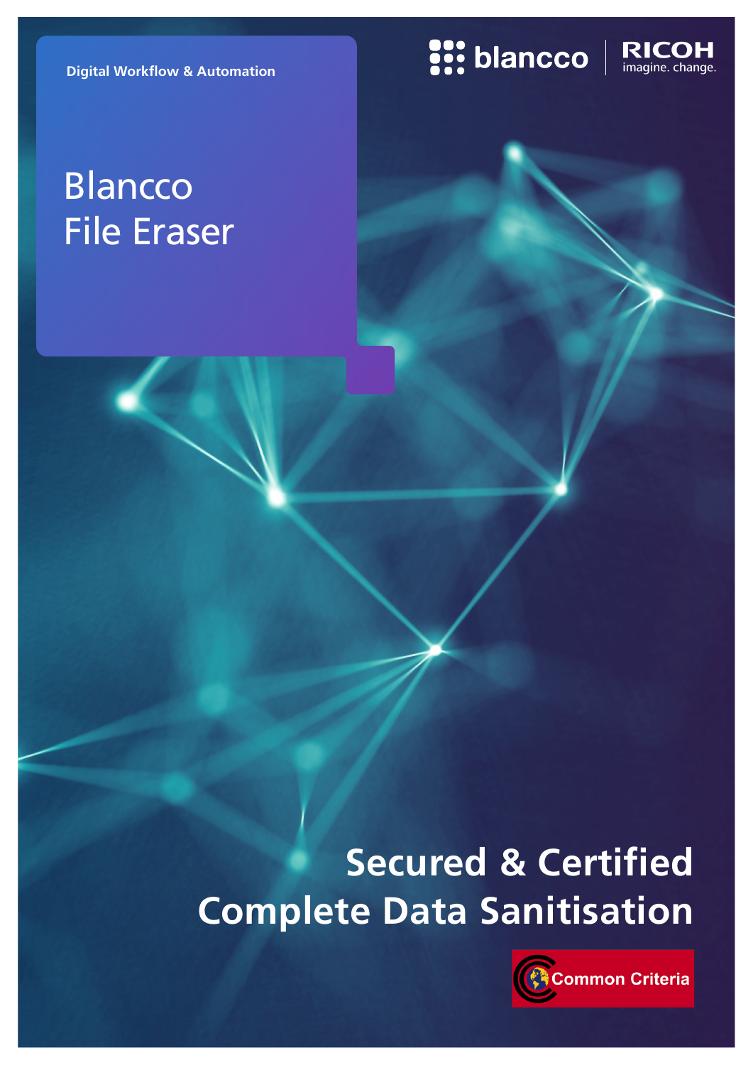Digital Workflow & Automation

blancco | RICOH imagine. change.

# Blancco File Eraser

## Secured & Certified Complete Data Sanitisation

Common Criteria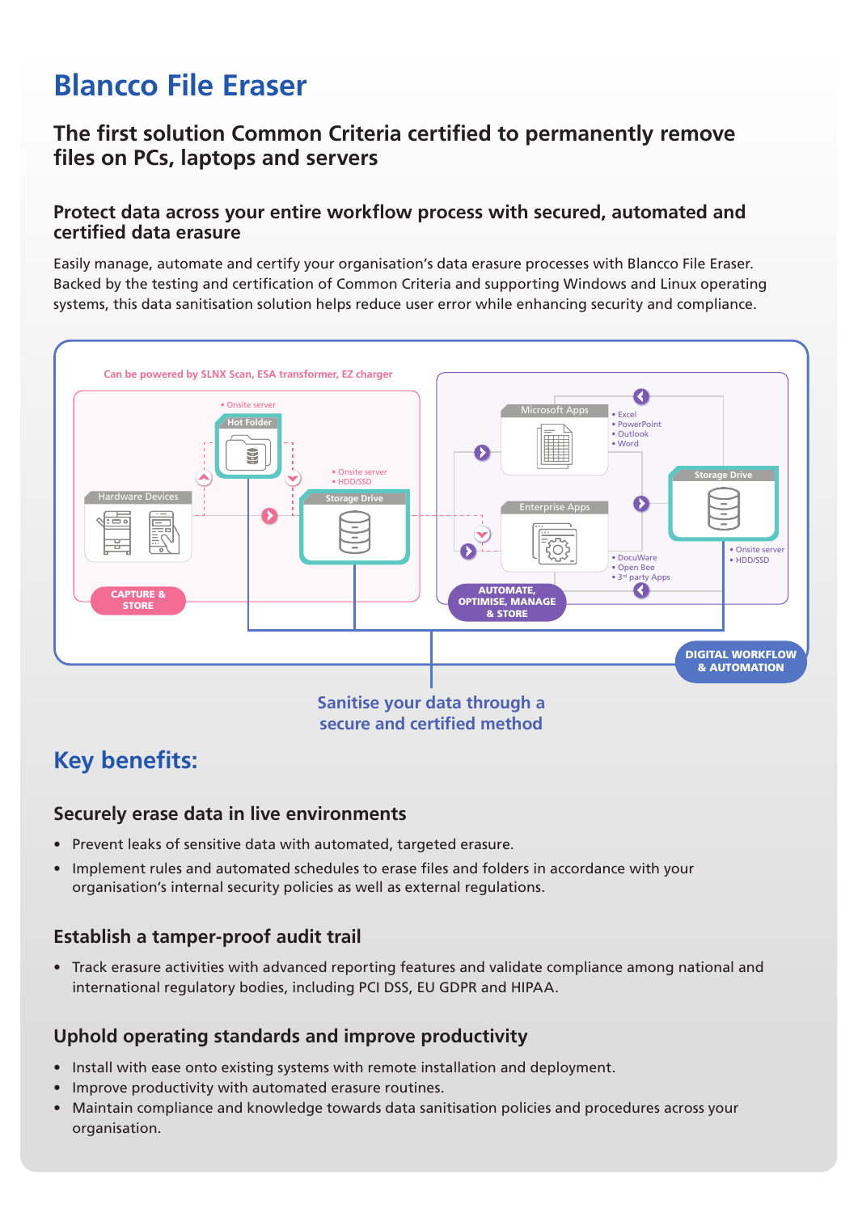# Blancco File Eraser

## The first solution Common Criteria certified to permanently remove files on PCs, laptops and servers

### Protect data across your entire workflow process with secured, automated and certified data erasure

Easily manage, automate and certify your organisation's data erasure processes with Blancco File Eraser. Backed by the testing and certification of Common Criteria and supporting Windows and Linux operating systems, this data sanitisation solution helps reduce user error while enhancing security and compliance.

Can be powered by SLNX Scan, ESA transformer, EZ charger

- Onsite server

Hot Folder

Hardware Devices

- Onsite server
- HDD/SSD

Storage Drive

CAPTURE & STORE

Microsoft Apps

- Excel
- PowerPoint
- Outlook
- Word

Enterprise Apps

- DocuWare
- Open Bee
- 3rd party Apps

Storage Drive

- Onsite server
- HDD/SSD

AUTOMATE, OPTIMISE, MANAGE & STORE

DIGITAL WORKFLOW & AUTOMATION

Sanitise your data through a secure and certified method

## Key benefits:

### Securely erase data in live environments

- Prevent leaks of sensitive data with automated, targeted erasure.
- Implement rules and automated schedules to erase files and folders in accordance with your organisation's internal security policies as well as external regulations.

### Establish a tamper-proof audit trail

- Track erasure activities with advanced reporting features and validate compliance among national and international regulatory bodies, including PCI DSS, EU GDPR and HIPAA.

### Uphold operating standards and improve productivity

- Install with ease onto existing systems with remote installation and deployment.
- Improve productivity with automated erasure routines.
- Maintain compliance and knowledge towards data sanitisation policies and procedures across your organisation.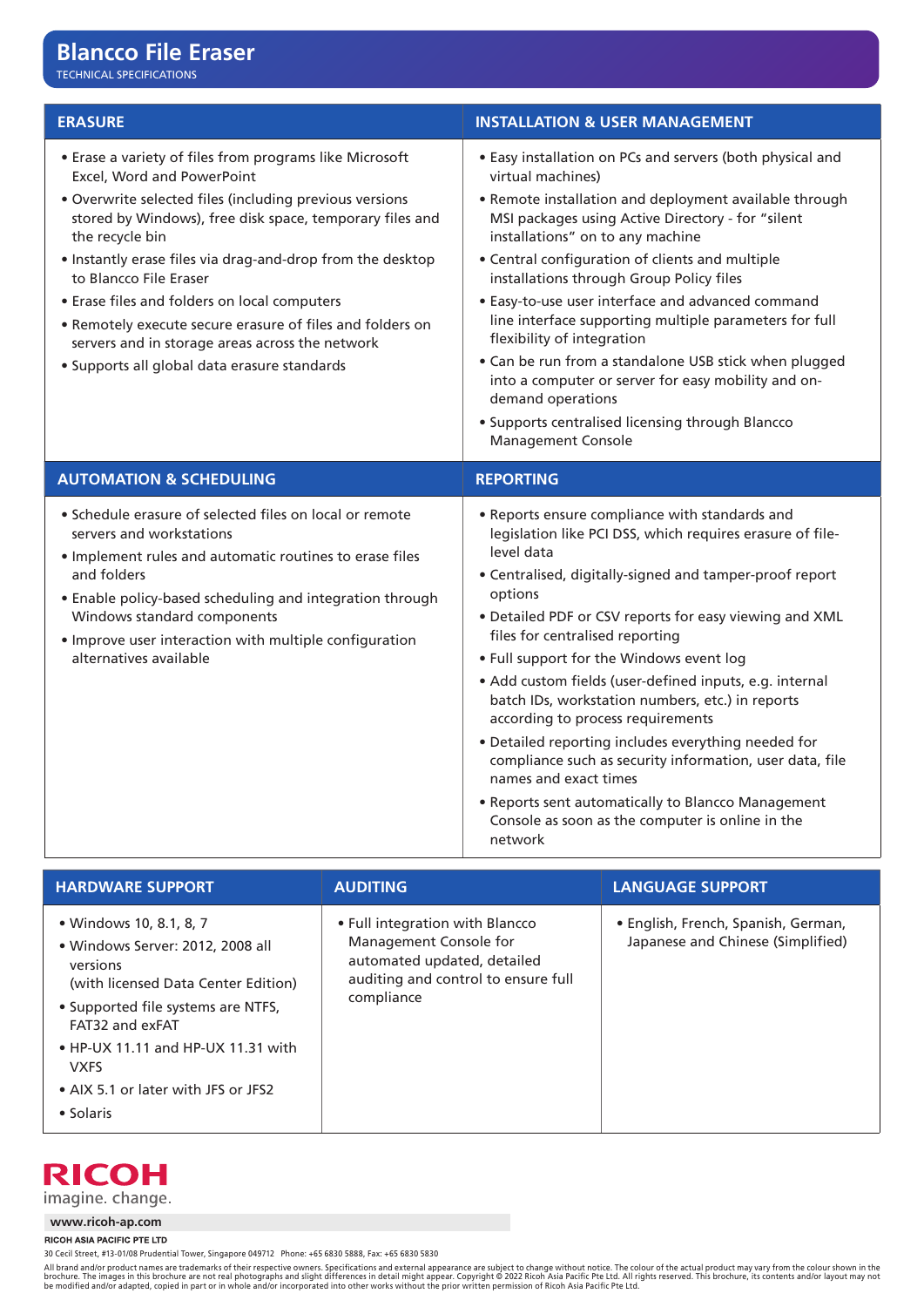# Blancco File Eraser

TECHNICAL SPECIFICATIONS

## ERASURE

- Erase a variety of files from programs like Microsoft Excel, Word and PowerPoint
- Overwrite selected files (including previous versions stored by Windows), free disk space, temporary files and the recycle bin
- Instantly erase files via drag-and-drop from the desktop to Blancco File Eraser
- Erase files and folders on local computers
- Remotely execute secure erasure of files and folders on servers and in storage areas across the network
- Supports all global data erasure standards

## INSTALLATION & USER MANAGEMENT

- Easy installation on PCs and servers (both physical and virtual machines)
- Remote installation and deployment available through MSI packages using Active Directory - for "silent installations" on to any machine
- Central configuration of clients and multiple installations through Group Policy files
- Easy-to-use user interface and advanced command line interface supporting multiple parameters for full flexibility of integration
- Can be run from a standalone USB stick when plugged into a computer or server for easy mobility and on-demand operations
- Supports centralised licensing through Blancco Management Console

## AUTOMATION & SCHEDULING

- Schedule erasure of selected files on local or remote servers and workstations
- Implement rules and automatic routines to erase files and folders
- Enable policy-based scheduling and integration through Windows standard components
- Improve user interaction with multiple configuration alternatives available

## REPORTING

- Reports ensure compliance with standards and legislation like PCI DSS, which requires erasure of file-level data
- Centralised, digitally-signed and tamper-proof report options
- Detailed PDF or CSV reports for easy viewing and XML files for centralised reporting
- Full support for the Windows event log
- Add custom fields (user-defined inputs, e.g. internal batch IDs, workstation numbers, etc.) in reports according to process requirements
- Detailed reporting includes everything needed for compliance such as security information, user data, file names and exact times
- Reports sent automatically to Blancco Management Console as soon as the computer is online in the network

## HARDWARE SUPPORT

- Windows 10, 8.1, 8, 7
- Windows Server: 2012, 2008 all versions (with licensed Data Center Edition)
- Supported file systems are NTFS, FAT32 and exFAT
- HP-UX 11.11 and HP-UX 11.31 with VXFS
- AIX 5.1 or later with JFS or JFS2
- Solaris

## AUDITING

- Full integration with Blancco Management Console for automated updated, detailed auditing and control to ensure full compliance

## LANGUAGE SUPPORT

- English, French, Spanish, German, Japanese and Chinese (Simplified)

RICOH
imagine. change.

www.ricoh-ap.com

RICOH ASIA PACIFIC PTE LTD

30 Cecil Street, #13-01/08 Prudential Tower, Singapore 049712 Phone: +65 6830 5888, Fax: +65 6830 5830

All brand and/or product names are trademarks of their respective owners. Specifications and external appearance are subject to change without notice. The colour of the actual product may vary from the colour shown in the brochure. The images in this brochure are not real photographs and slight differences in detail might appear. Copyright © 2022 Ricoh Asia Pacific Pte Ltd. All rights reserved. This brochure, its contents and/or layout may not be modified and/or adapted, copied in part or in whole and/or incorporated into other works without the prior written permission of Ricoh Asia Pacific Pte Ltd.